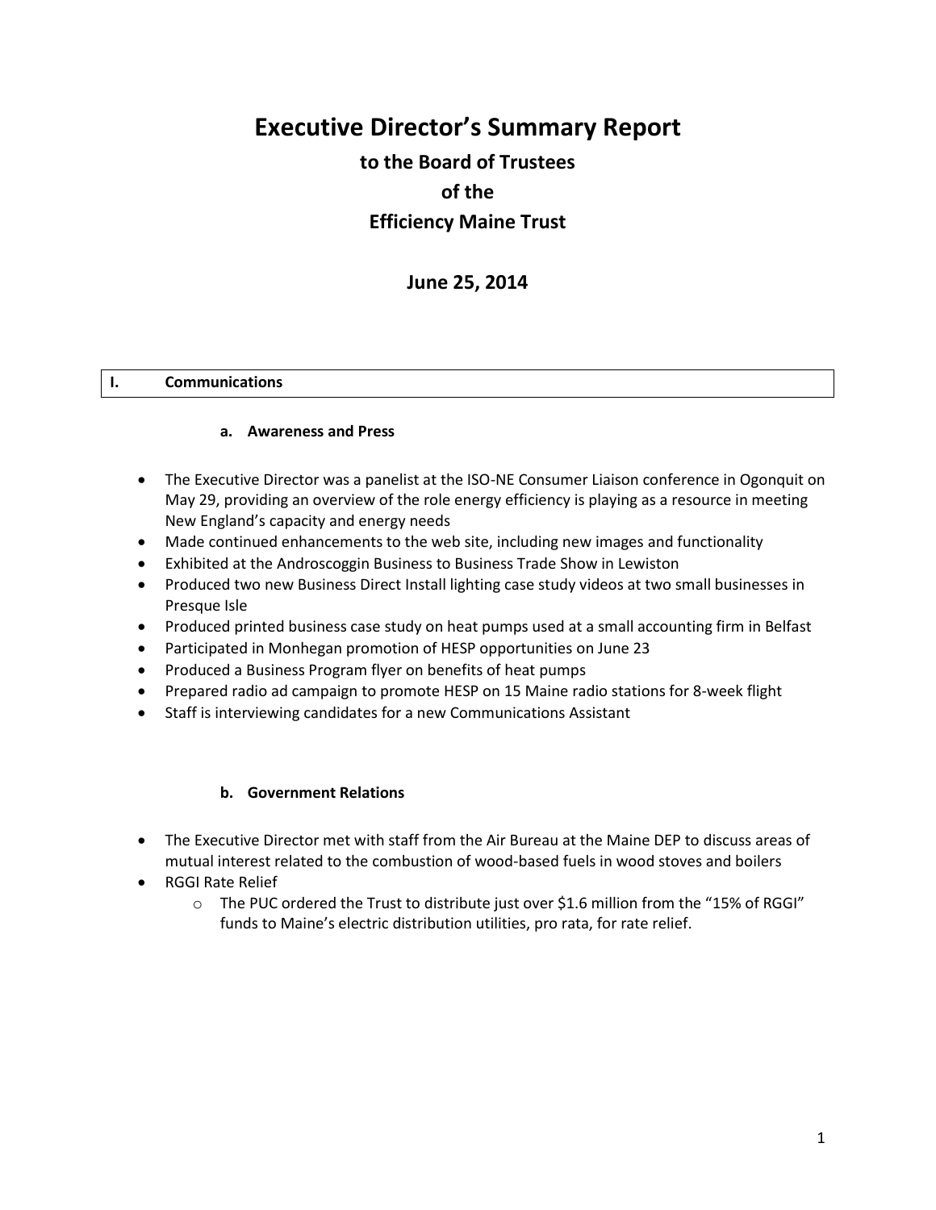# Executive Director's Summary Report

## to the Board of Trustees

## of the

## Efficiency Maine Trust

## June 25, 2014

## I. Communications

### a. Awareness and Press

- The Executive Director was a panelist at the ISO-NE Consumer Liaison conference in Ogonquit on May 29, providing an overview of the role energy efficiency is playing as a resource in meeting New England's capacity and energy needs
- Made continued enhancements to the web site, including new images and functionality
- Exhibited at the Androscoggin Business to Business Trade Show in Lewiston
- Produced two new Business Direct Install lighting case study videos at two small businesses in Presque Isle
- Produced printed business case study on heat pumps used at a small accounting firm in Belfast
- Participated in Monhegan promotion of HESP opportunities on June 23
- Produced a Business Program flyer on benefits of heat pumps
- Prepared radio ad campaign to promote HESP on 15 Maine radio stations for 8-week flight
- Staff is interviewing candidates for a new Communications Assistant

### b. Government Relations

- The Executive Director met with staff from the Air Bureau at the Maine DEP to discuss areas of mutual interest related to the combustion of wood-based fuels in wood stoves and boilers
- RGGI Rate Relief
  - The PUC ordered the Trust to distribute just over $1.6 million from the "15% of RGGI" funds to Maine's electric distribution utilities, pro rata, for rate relief.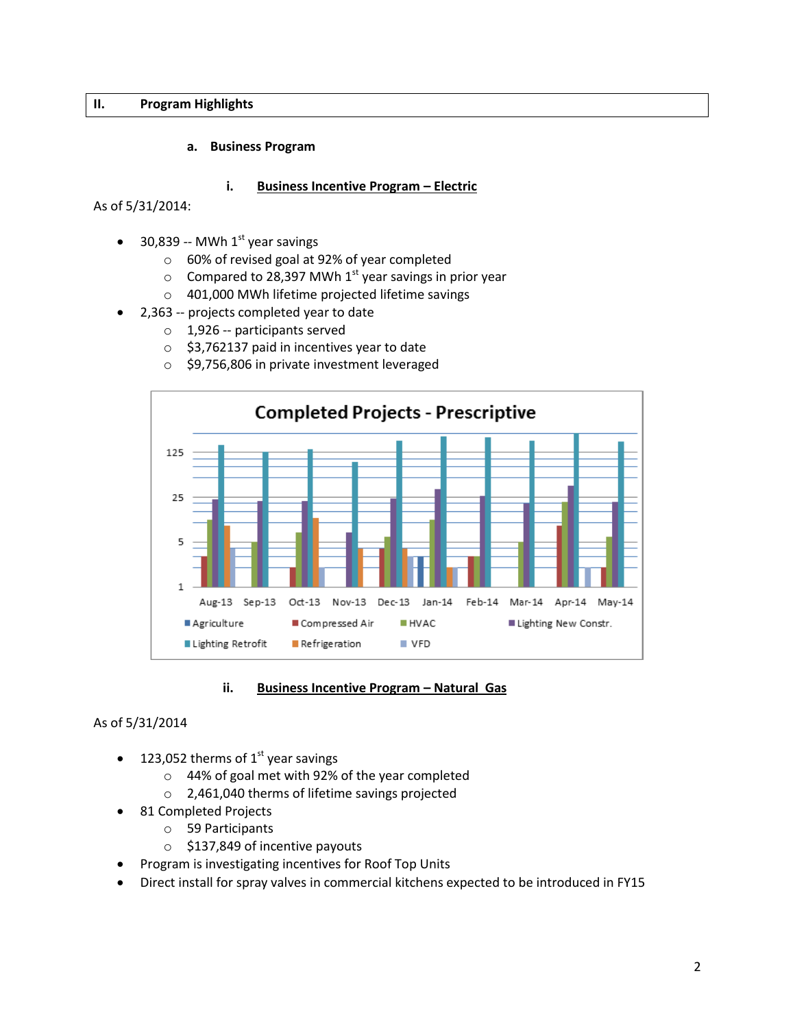## II. Program Highlights

### a. Business Program

#### i. Business Incentive Program – Electric

As of 5/31/2014:

- 30,839 -- MWh 1st year savings
  - 60% of revised goal at 92% of year completed
  - Compared to 28,397 MWh 1st year savings in prior year
  - 401,000 MWh lifetime projected lifetime savings
- 2,363 -- projects completed year to date
  - 1,926 -- participants served
  - $3,762137 paid in incentives year to date
  - $9,756,806 in private investment leveraged

**Completed Projects - Prescriptive**

#### ii. Business Incentive Program – Natural Gas

As of 5/31/2014

- 123,052 therms of 1st year savings
  - 44% of goal met with 92% of the year completed
  - 2,461,040 therms of lifetime savings projected
- 81 Completed Projects
  - 59 Participants
  - $137,849 of incentive payouts
- Program is investigating incentives for Roof Top Units
- Direct install for spray valves in commercial kitchens expected to be introduced in FY15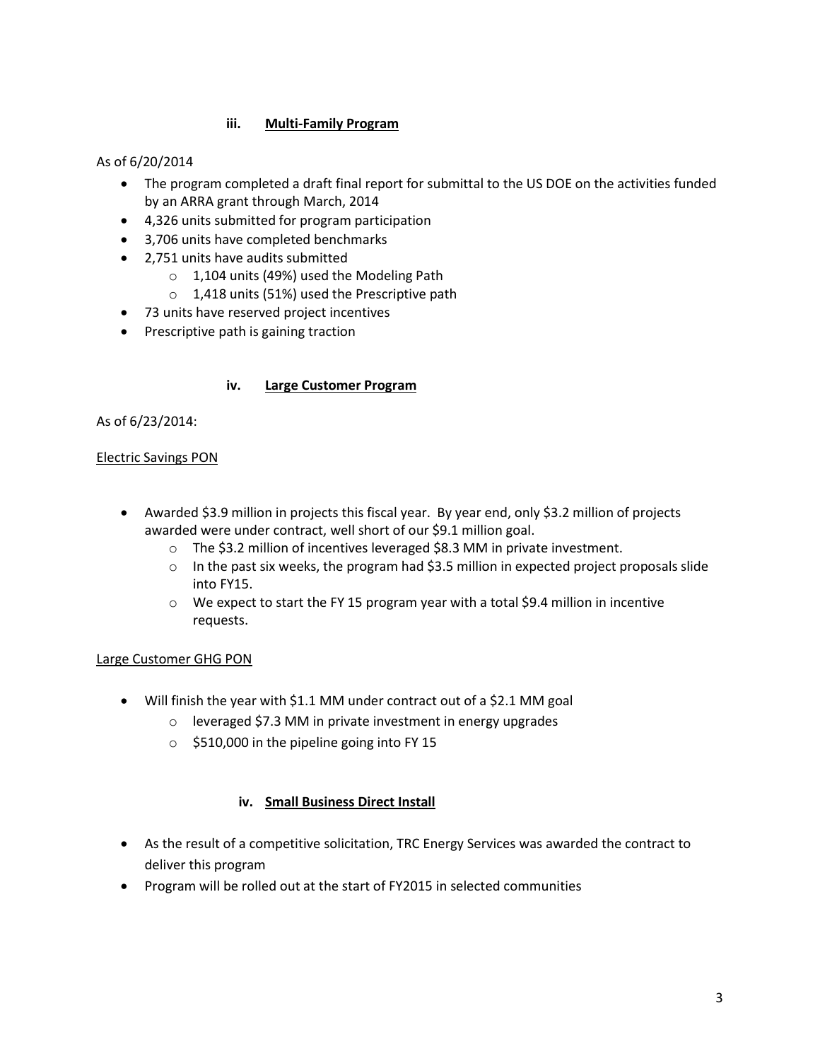### iii. Multi-Family Program

As of 6/20/2014

- The program completed a draft final report for submittal to the US DOE on the activities funded by an ARRA grant through March, 2014
- 4,326 units submitted for program participation
- 3,706 units have completed benchmarks
- 2,751 units have audits submitted
  - 1,104 units (49%) used the Modeling Path
  - 1,418 units (51%) used the Prescriptive path
- 73 units have reserved project incentives
- Prescriptive path is gaining traction

### iv. Large Customer Program

As of 6/23/2014:

Electric Savings PON

- Awarded $3.9 million in projects this fiscal year. By year end, only $3.2 million of projects awarded were under contract, well short of our $9.1 million goal.
  - The $3.2 million of incentives leveraged $8.3 MM in private investment.
  - In the past six weeks, the program had $3.5 million in expected project proposals slide into FY15.
  - We expect to start the FY 15 program year with a total $9.4 million in incentive requests.

Large Customer GHG PON

- Will finish the year with $1.1 MM under contract out of a $2.1 MM goal
  - leveraged $7.3 MM in private investment in energy upgrades
  - $510,000 in the pipeline going into FY 15

### iv. Small Business Direct Install

- As the result of a competitive solicitation, TRC Energy Services was awarded the contract to deliver this program
- Program will be rolled out at the start of FY2015 in selected communities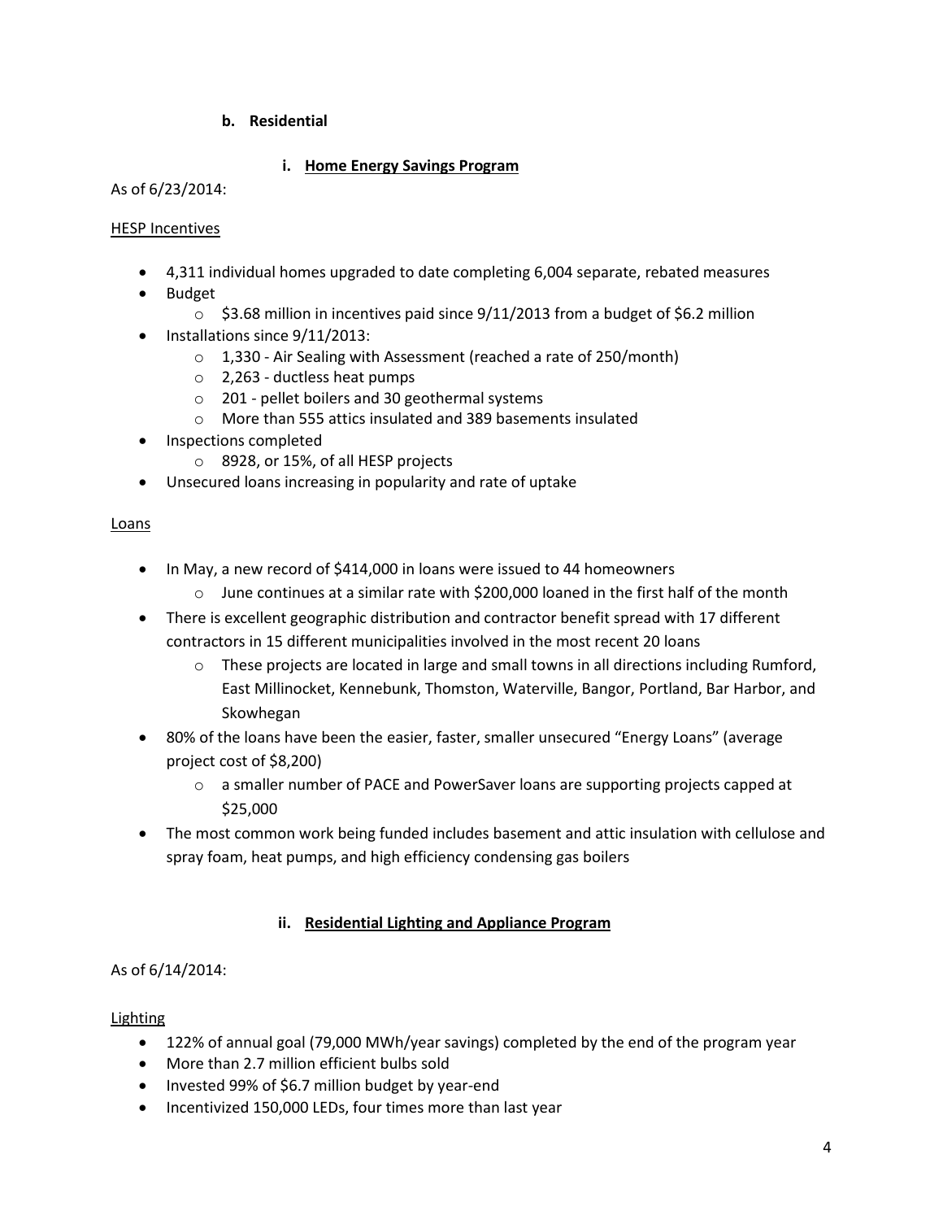### b. Residential

#### i. Home Energy Savings Program

As of 6/23/2014:

HESP Incentives

- 4,311 individual homes upgraded to date completing 6,004 separate, rebated measures
- Budget
  - $3.68 million in incentives paid since 9/11/2013 from a budget of $6.2 million
- Installations since 9/11/2013:
  - 1,330 - Air Sealing with Assessment (reached a rate of 250/month)
  - 2,263 - ductless heat pumps
  - 201 - pellet boilers and 30 geothermal systems
  - More than 555 attics insulated and 389 basements insulated
- Inspections completed
  - 8928, or 15%, of all HESP projects
- Unsecured loans increasing in popularity and rate of uptake

Loans

- In May, a new record of $414,000 in loans were issued to 44 homeowners
  - June continues at a similar rate with $200,000 loaned in the first half of the month
- There is excellent geographic distribution and contractor benefit spread with 17 different contractors in 15 different municipalities involved in the most recent 20 loans
  - These projects are located in large and small towns in all directions including Rumford, East Millinocket, Kennebunk, Thomston, Waterville, Bangor, Portland, Bar Harbor, and Skowhegan
- 80% of the loans have been the easier, faster, smaller unsecured "Energy Loans" (average project cost of $8,200)
  - a smaller number of PACE and PowerSaver loans are supporting projects capped at $25,000
- The most common work being funded includes basement and attic insulation with cellulose and spray foam, heat pumps, and high efficiency condensing gas boilers

#### ii. Residential Lighting and Appliance Program

As of 6/14/2014:

Lighting

- 122% of annual goal (79,000 MWh/year savings) completed by the end of the program year
- More than 2.7 million efficient bulbs sold
- Invested 99% of $6.7 million budget by year-end
- Incentivized 150,000 LEDs, four times more than last year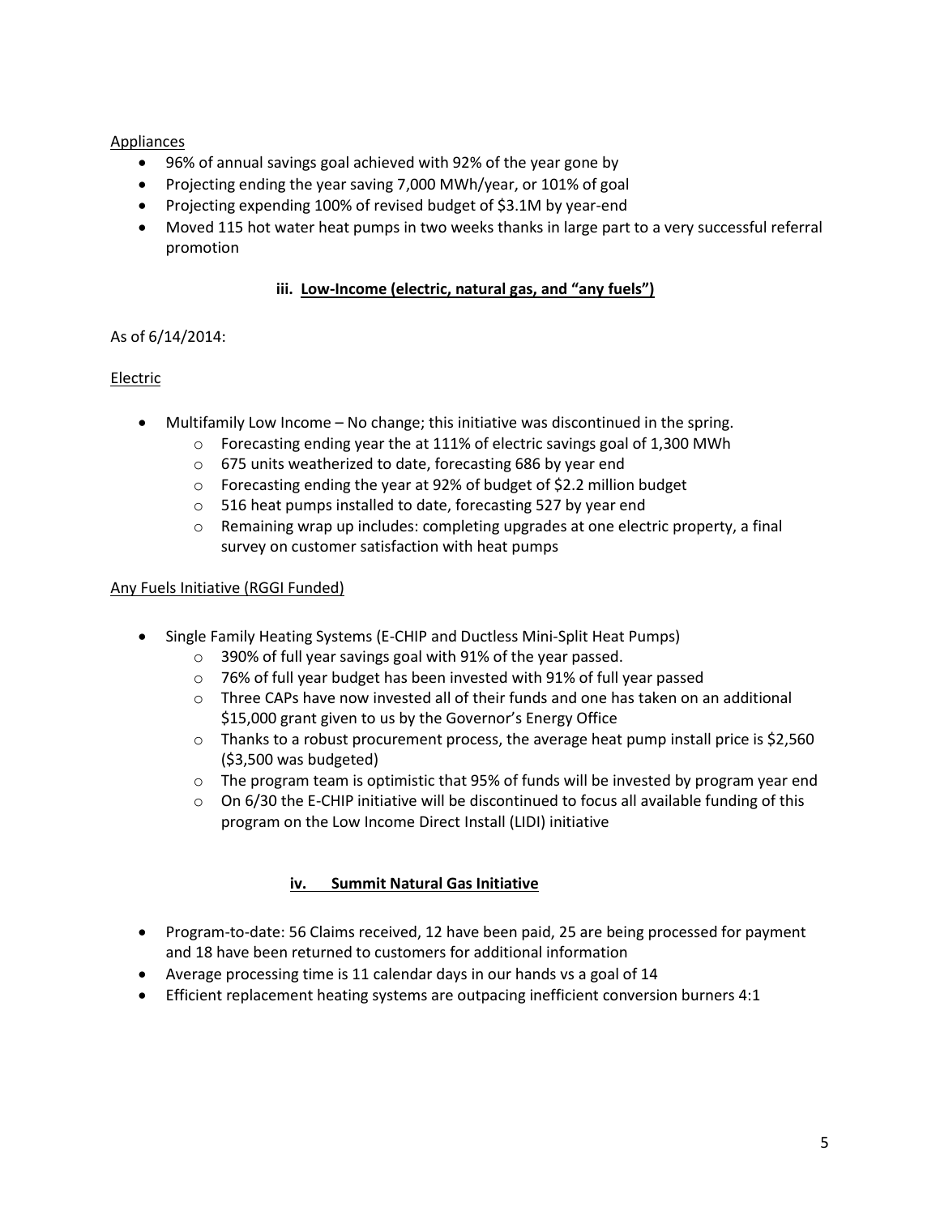Appliances

- 96% of annual savings goal achieved with 92% of the year gone by
- Projecting ending the year saving 7,000 MWh/year, or 101% of goal
- Projecting expending 100% of revised budget of $3.1M by year-end
- Moved 115 hot water heat pumps in two weeks thanks in large part to a very successful referral promotion

### iii. Low-Income (electric, natural gas, and "any fuels")

As of 6/14/2014:

Electric

- Multifamily Low Income – No change; this initiative was discontinued in the spring.
  - Forecasting ending year the at 111% of electric savings goal of 1,300 MWh
  - 675 units weatherized to date, forecasting 686 by year end
  - Forecasting ending the year at 92% of budget of $2.2 million budget
  - 516 heat pumps installed to date, forecasting 527 by year end
  - Remaining wrap up includes: completing upgrades at one electric property, a final survey on customer satisfaction with heat pumps

Any Fuels Initiative (RGGI Funded)

- Single Family Heating Systems (E-CHIP and Ductless Mini-Split Heat Pumps)
  - 390% of full year savings goal with 91% of the year passed.
  - 76% of full year budget has been invested with 91% of full year passed
  - Three CAPs have now invested all of their funds and one has taken on an additional $15,000 grant given to us by the Governor's Energy Office
  - Thanks to a robust procurement process, the average heat pump install price is $2,560 ($3,500 was budgeted)
  - The program team is optimistic that 95% of funds will be invested by program year end
  - On 6/30 the E-CHIP initiative will be discontinued to focus all available funding of this program on the Low Income Direct Install (LIDI) initiative

### iv. Summit Natural Gas Initiative

- Program-to-date: 56 Claims received, 12 have been paid, 25 are being processed for payment and 18 have been returned to customers for additional information
- Average processing time is 11 calendar days in our hands vs a goal of 14
- Efficient replacement heating systems are outpacing inefficient conversion burners 4:1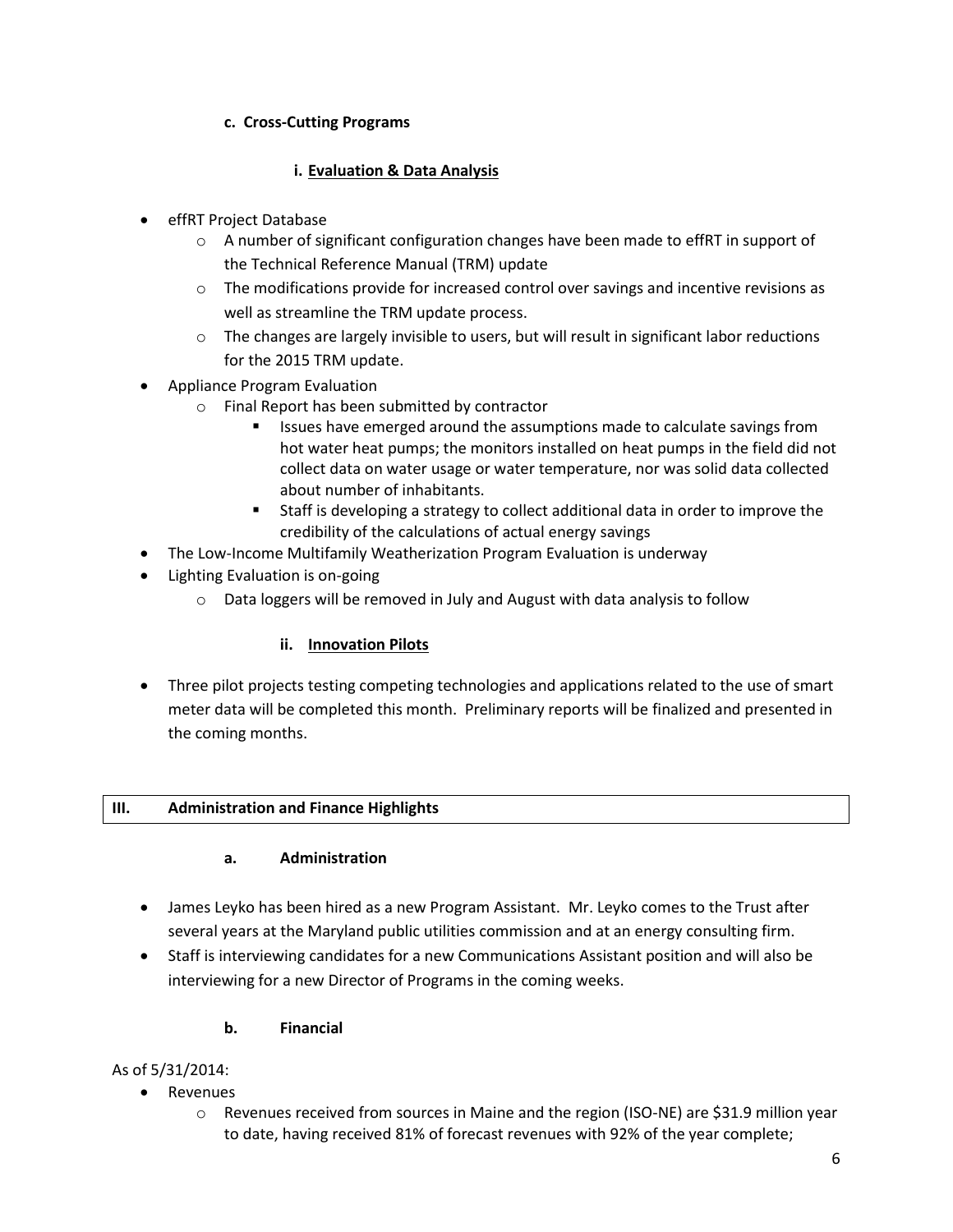### c. Cross-Cutting Programs

#### i. Evaluation & Data Analysis

- effRT Project Database
  - A number of significant configuration changes have been made to effRT in support of the Technical Reference Manual (TRM) update
  - The modifications provide for increased control over savings and incentive revisions as well as streamline the TRM update process.
  - The changes are largely invisible to users, but will result in significant labor reductions for the 2015 TRM update.
- Appliance Program Evaluation
  - Final Report has been submitted by contractor
    - Issues have emerged around the assumptions made to calculate savings from hot water heat pumps; the monitors installed on heat pumps in the field did not collect data on water usage or water temperature, nor was solid data collected about number of inhabitants.
    - Staff is developing a strategy to collect additional data in order to improve the credibility of the calculations of actual energy savings
- The Low-Income Multifamily Weatherization Program Evaluation is underway
- Lighting Evaluation is on-going
  - Data loggers will be removed in July and August with data analysis to follow

#### ii. Innovation Pilots

- Three pilot projects testing competing technologies and applications related to the use of smart meter data will be completed this month. Preliminary reports will be finalized and presented in the coming months.

## III. Administration and Finance Highlights

### a. Administration

- James Leyko has been hired as a new Program Assistant. Mr. Leyko comes to the Trust after several years at the Maryland public utilities commission and at an energy consulting firm.
- Staff is interviewing candidates for a new Communications Assistant position and will also be interviewing for a new Director of Programs in the coming weeks.

### b. Financial

As of 5/31/2014:

- Revenues
  - Revenues received from sources in Maine and the region (ISO-NE) are $31.9 million year to date, having received 81% of forecast revenues with 92% of the year complete;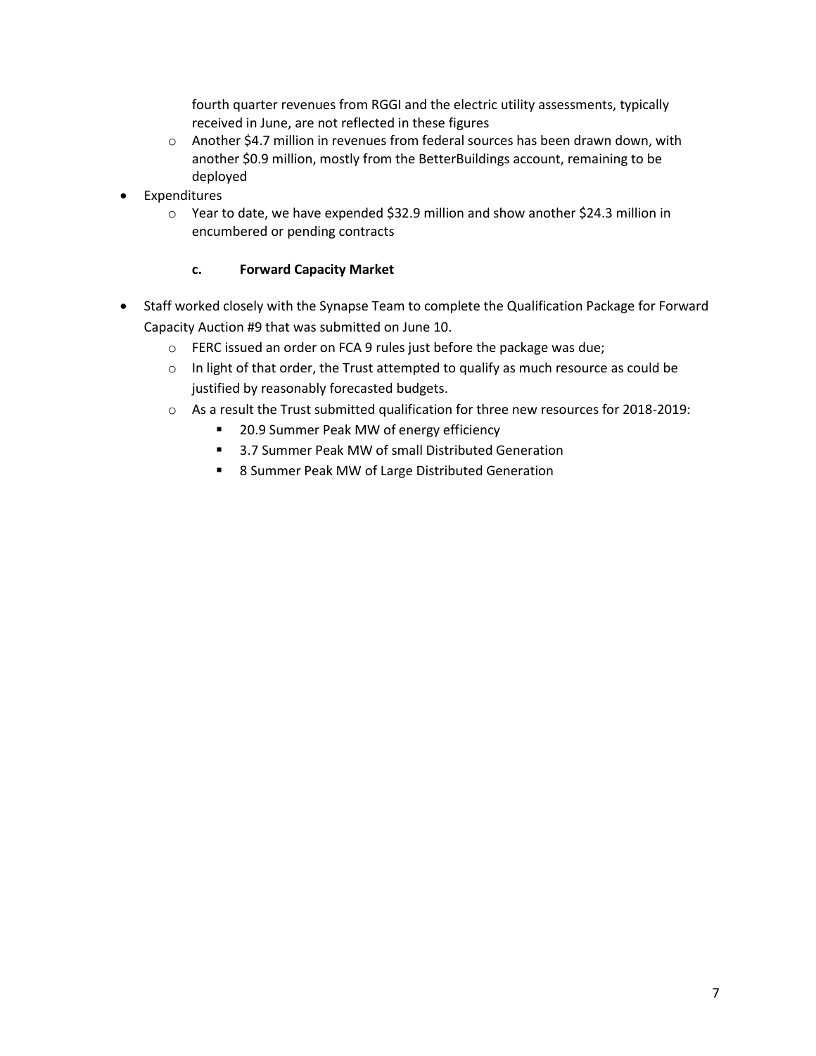fourth quarter revenues from RGGI and the electric utility assessments, typically received in June, are not reflected in these figures
  - Another $4.7 million in revenues from federal sources has been drawn down, with another $0.9 million, mostly from the BetterBuildings account, remaining to be deployed
- Expenditures
  - Year to date, we have expended $32.9 million and show another $24.3 million in encumbered or pending contracts

### c. Forward Capacity Market

- Staff worked closely with the Synapse Team to complete the Qualification Package for Forward Capacity Auction #9 that was submitted on June 10.
  - FERC issued an order on FCA 9 rules just before the package was due;
  - In light of that order, the Trust attempted to qualify as much resource as could be justified by reasonably forecasted budgets.
  - As a result the Trust submitted qualification for three new resources for 2018-2019:
    - 20.9 Summer Peak MW of energy efficiency
    - 3.7 Summer Peak MW of small Distributed Generation
    - 8 Summer Peak MW of Large Distributed Generation